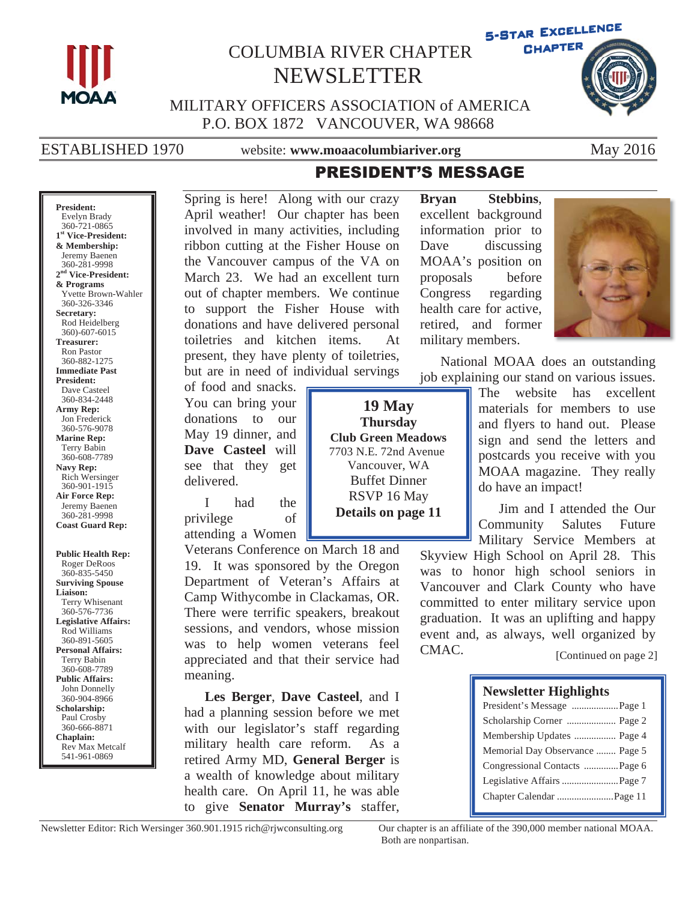# COLUMBIA RIVER CHAPTER NEWSLETTER

5-STAR EXCELLENCE CHAPTER

MILITARY OFFICERS ASSOCIATION of AMERICA
P.O. BOX 1872 VANCOUVER, WA 98668

ESTABLISHED 1970 — website: **www.moaacolumbiariver.org** — May 2016

**President:**
Evelyn Brady
360-721-0865

**1st Vice-President: & Membership:**
Jeremy Baenen
360-281-9998

**2nd Vice-President: & Programs**
Yvette Brown-Wahler
360-326-3346

**Secretary:**
Rod Heidelberg
360)-607-6015

**Treasurer:**
Ron Pastor
360-882-1275

**Immediate Past President:**
Dave Casteel
360-834-2448

**Army Rep:**
Jon Frederick
360-576-9078

**Marine Rep:**
Terry Babin
360-608-7789

**Navy Rep:**
Rich Wersinger
360-901-1915

**Air Force Rep:**
Jeremy Baenen
360-281-9998

**Coast Guard Rep:**

**Public Health Rep:**
Roger DeRoos
360-835-5450

**Surviving Spouse Liaison:**
Terry Whisenant
360-576-7736

**Legislative Affairs:**
Rod Williams
360-891-5605

**Personal Affairs:**
Terry Babin
360-608-7789

**Public Affairs:**
John Donnelly
360-904-8966

**Scholarship:**
Paul Crosby
360-666-8871

**Chaplain:**
Rev Max Metcalf
541-961-0869

## PRESIDENT'S MESSAGE

Spring is here! Along with our crazy April weather! Our chapter has been involved in many activities, including ribbon cutting at the Fisher House on the Vancouver campus of the VA on March 23. We had an excellent turn out of chapter members. We continue to support the Fisher House with donations and have delivered personal toiletries and kitchen items. At present, they have plenty of toiletries, but are in need of individual servings of food and snacks. You can bring your donations to our May 19 dinner, and **Dave Casteel** will see that they get delivered.

I had the privilege of attending a Women Veterans Conference on March 18 and 19. It was sponsored by the Oregon Department of Veteran's Affairs at Camp Withycombe in Clackamas, OR. There were terrific speakers, breakout sessions, and vendors, whose mission was to help women veterans feel appreciated and that their service had meaning.

**Les Berger**, **Dave Casteel**, and I had a planning session before we met with our legislator's staff regarding military health care reform. As a retired Army MD, **General Berger** is a wealth of knowledge about military health care. On April 11, he was able to give **Senator Murray's** staffer, **Bryan Stebbins**, excellent background information prior to Dave discussing MOAA's position on proposals before Congress regarding health care for active, retired, and former military members.

National MOAA does an outstanding job explaining our stand on various issues. The website has excellent materials for members to use and flyers to hand out. Please sign and send the letters and postcards you receive with you MOAA magazine. They really do have an impact!

Jim and I attended the Our Community Salutes Future Military Service Members at Skyview High School on April 28. This was to honor high school seniors in Vancouver and Clark County who have committed to enter military service upon graduation. It was an uplifting and happy event and, as always, well organized by CMAC.

[Continued on page 2]

> **19 May**
> **Thursday**
> **Club Green Meadows**
> 7703 N.E. 72nd Avenue
> Vancouver, WA
> Buffet Dinner
> RSVP 16 May
> **Details on page 11**

### Newsletter Highlights

| | |
|---|---|
| President's Message | Page 1 |
| Scholarship Corner | Page 2 |
| Membership Updates | Page 4 |
| Memorial Day Observance | Page 5 |
| Congressional Contacts | Page 6 |
| Legislative Affairs | Page 7 |
| Chapter Calendar | Page 11 |

Newsletter Editor: Rich Wersinger 360.901.1915 rich@rjwconsulting.org

Our chapter is an affiliate of the 390,000 member national MOAA. Both are nonpartisan.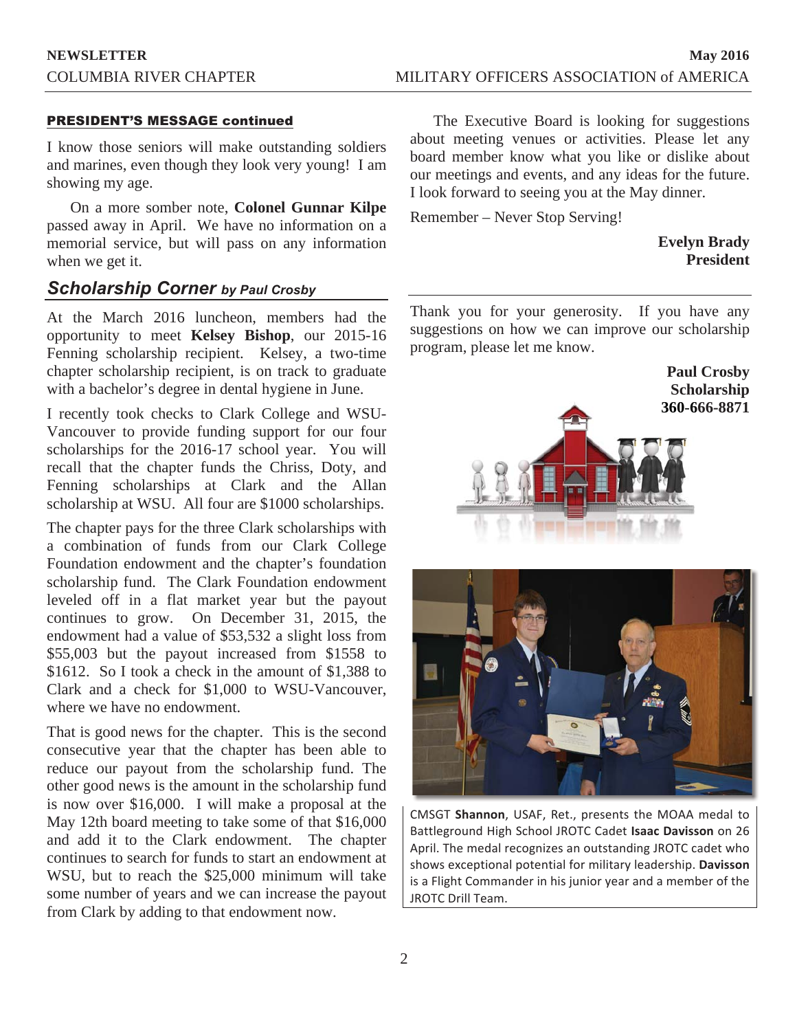**PRESIDENT'S MESSAGE continued**

I know those seniors will make outstanding soldiers and marines, even though they look very young! I am showing my age.

On a more somber note, **Colonel Gunnar Kilpe** passed away in April. We have no information on a memorial service, but will pass on any information when we get it.

The Executive Board is looking for suggestions about meeting venues or activities. Please let any board member know what you like or dislike about our meetings and events, and any ideas for the future. I look forward to seeing you at the May dinner.

Remember – Never Stop Serving!

**Evelyn Brady**
**President**

## *Scholarship Corner by Paul Crosby*

At the March 2016 luncheon, members had the opportunity to meet **Kelsey Bishop**, our 2015-16 Fenning scholarship recipient. Kelsey, a two-time chapter scholarship recipient, is on track to graduate with a bachelor's degree in dental hygiene in June.

I recently took checks to Clark College and WSU-Vancouver to provide funding support for our four scholarships for the 2016-17 school year. You will recall that the chapter funds the Chriss, Doty, and Fenning scholarships at Clark and the Allan scholarship at WSU. All four are $1000 scholarships.

The chapter pays for the three Clark scholarships with a combination of funds from our Clark College Foundation endowment and the chapter's foundation scholarship fund. The Clark Foundation endowment leveled off in a flat market year but the payout continues to grow. On December 31, 2015, the endowment had a value of $53,532 a slight loss from $55,003 but the payout increased from $1558 to $1612. So I took a check in the amount of $1,388 to Clark and a check for $1,000 to WSU-Vancouver, where we have no endowment.

That is good news for the chapter. This is the second consecutive year that the chapter has been able to reduce our payout from the scholarship fund. The other good news is the amount in the scholarship fund is now over $16,000. I will make a proposal at the May 12th board meeting to take some of that $16,000 and add it to the Clark endowment. The chapter continues to search for funds to start an endowment at WSU, but to reach the $25,000 minimum will take some number of years and we can increase the payout from Clark by adding to that endowment now.

Thank you for your generosity. If you have any suggestions on how we can improve our scholarship program, please let me know.

**Paul Crosby**
**Scholarship**
**360-666-8871**

CMSGT **Shannon**, USAF, Ret., presents the MOAA medal to Battleground High School JROTC Cadet **Isaac Davisson** on 26 April. The medal recognizes an outstanding JROTC cadet who shows exceptional potential for military leadership. **Davisson** is a Flight Commander in his junior year and a member of the JROTC Drill Team.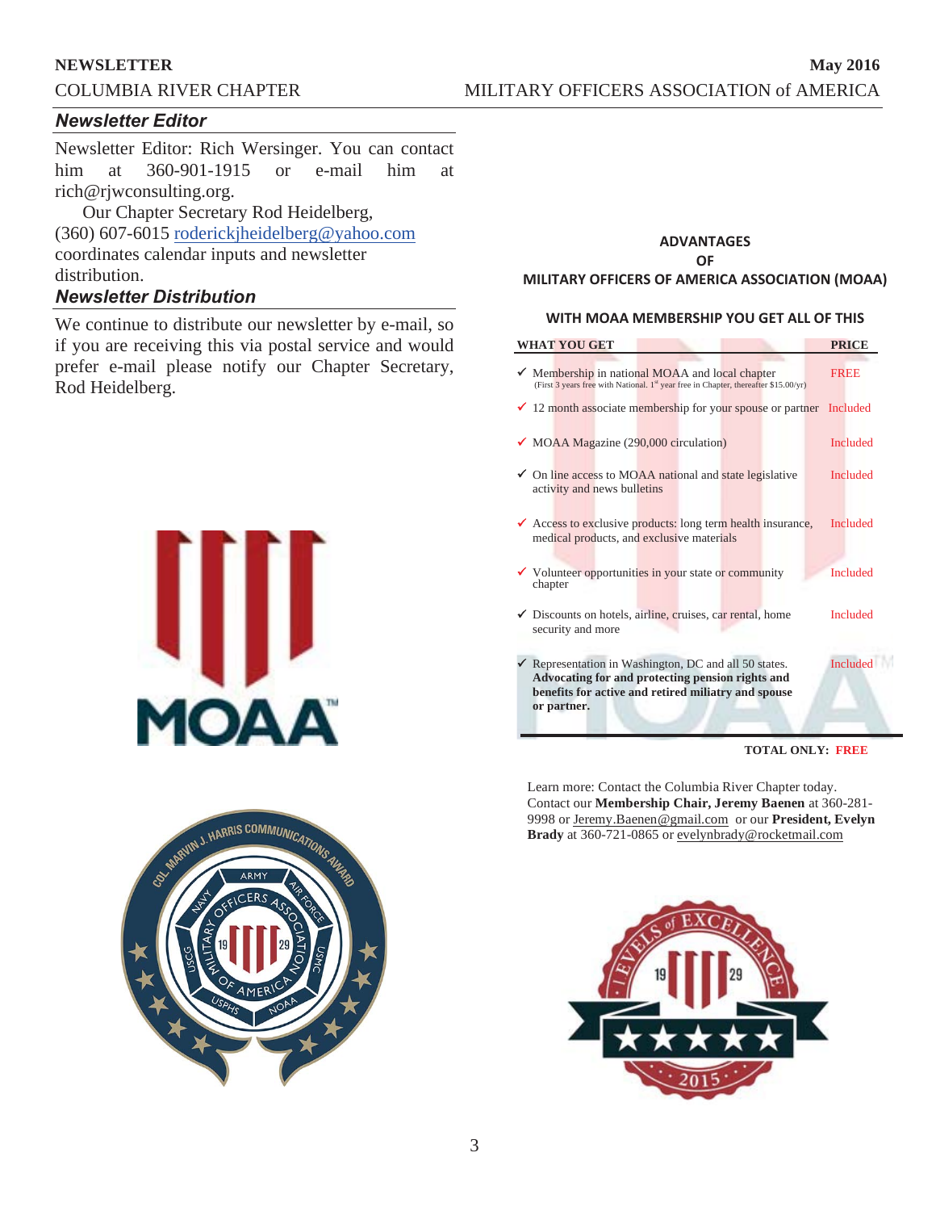## Newsletter Editor

Newsletter Editor: Rich Wersinger. You can contact him at 360-901-1915 or e-mail him at rich@rjwconsulting.org.

Our Chapter Secretary Rod Heidelberg, (360) 607-6015 roderickjheidelberg@yahoo.com coordinates calendar inputs and newsletter distribution.

## Newsletter Distribution

We continue to distribute our newsletter by e-mail, so if you are receiving this via postal service and would prefer e-mail please notify our Chapter Secretary, Rod Heidelberg.

**ADVANTAGES**
**OF**
**MILITARY OFFICERS OF AMERICA ASSOCIATION (MOAA)**

**WITH MOAA MEMBERSHIP YOU GET ALL OF THIS**

| WHAT YOU GET | PRICE |
|---|---|
| ✓ Membership in national MOAA and local chapter (First 3 years free with National. 1st year free in Chapter, thereafter $15.00/yr) | FREE |
| ✓ 12 month associate membership for your spouse or partner | Included |
| ✓ MOAA Magazine (290,000 circulation) | Included |
| ✓ On line access to MOAA national and state legislative activity and news bulletins | Included |
| ✓ Access to exclusive products: long term health insurance, medical products, and exclusive materials | Included |
| ✓ Volunteer opportunities in your state or community chapter | Included |
| ✓ Discounts on hotels, airline, cruises, car rental, home security and more | Included |
| ✓ Representation in Washington, DC and all 50 states. **Advocating for and protecting pension rights and benefits for active and retired miliatry and spouse or partner.** | Included |

**TOTAL ONLY: FREE**

Learn more: Contact the Columbia River Chapter today. Contact our **Membership Chair, Jeremy Baenen** at 360-281-9998 or Jeremy.Baenen@gmail.com or our **President, Evelyn Brady** at 360-721-0865 or evelynbrady@rocketmail.com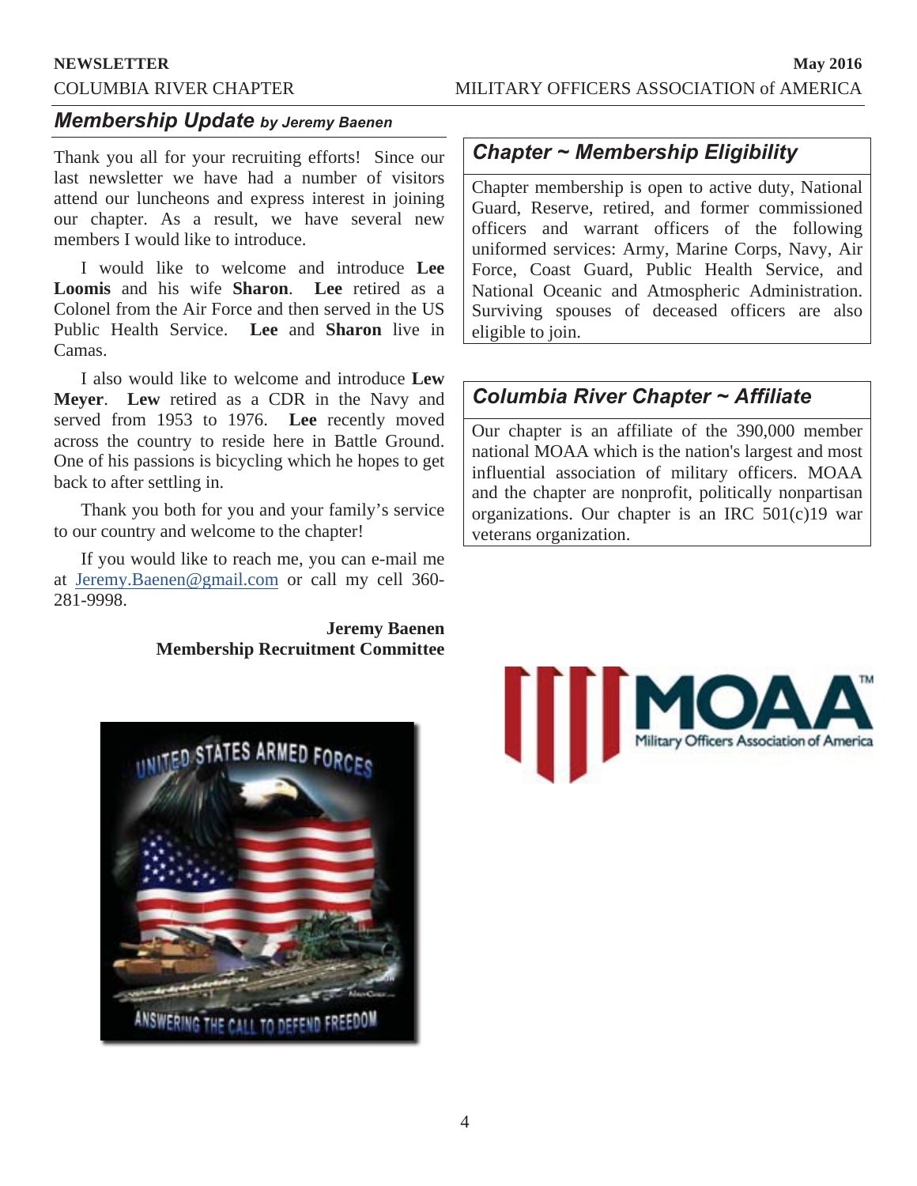## *Membership Update* *by Jeremy Baenen*

Thank you all for your recruiting efforts! Since our last newsletter we have had a number of visitors attend our luncheons and express interest in joining our chapter. As a result, we have several new members I would like to introduce.

I would like to welcome and introduce **Lee Loomis** and his wife **Sharon**. **Lee** retired as a Colonel from the Air Force and then served in the US Public Health Service. **Lee** and **Sharon** live in Camas.

I also would like to welcome and introduce **Lew Meyer**. **Lew** retired as a CDR in the Navy and served from 1953 to 1976. **Lee** recently moved across the country to reside here in Battle Ground. One of his passions is bicycling which he hopes to get back to after settling in.

Thank you both for you and your family's service to our country and welcome to the chapter!

If you would like to reach me, you can e-mail me at Jeremy.Baenen@gmail.com or call my cell 360-281-9998.

**Jeremy Baenen**
**Membership Recruitment Committee**

## *Chapter ~ Membership Eligibility*

Chapter membership is open to active duty, National Guard, Reserve, retired, and former commissioned officers and warrant officers of the following uniformed services: Army, Marine Corps, Navy, Air Force, Coast Guard, Public Health Service, and National Oceanic and Atmospheric Administration. Surviving spouses of deceased officers are also eligible to join.

## *Columbia River Chapter ~ Affiliate*

Our chapter is an affiliate of the 390,000 member national MOAA which is the nation's largest and most influential association of military officers. MOAA and the chapter are nonprofit, politically nonpartisan organizations. Our chapter is an IRC 501(c)19 war veterans organization.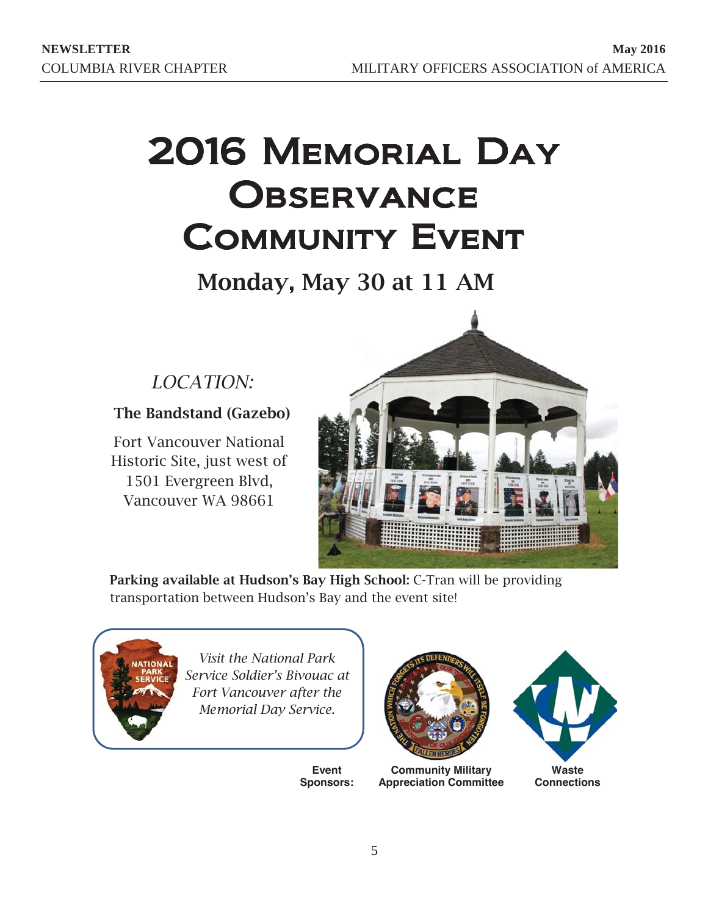# 2016 Memorial Day Observance Community Event

## Monday, May 30 at 11 AM

*LOCATION:*

**The Bandstand (Gazebo)**

Fort Vancouver National Historic Site, just west of 1501 Evergreen Blvd, Vancouver WA 98661

**Parking available at Hudson's Bay High School:** C-Tran will be providing transportation between Hudson's Bay and the event site!

*Visit the National Park Service Soldier's Bivouac at Fort Vancouver after the Memorial Day Service.*

**Event Sponsors:** **Community Military Appreciation Committee** **Waste Connections**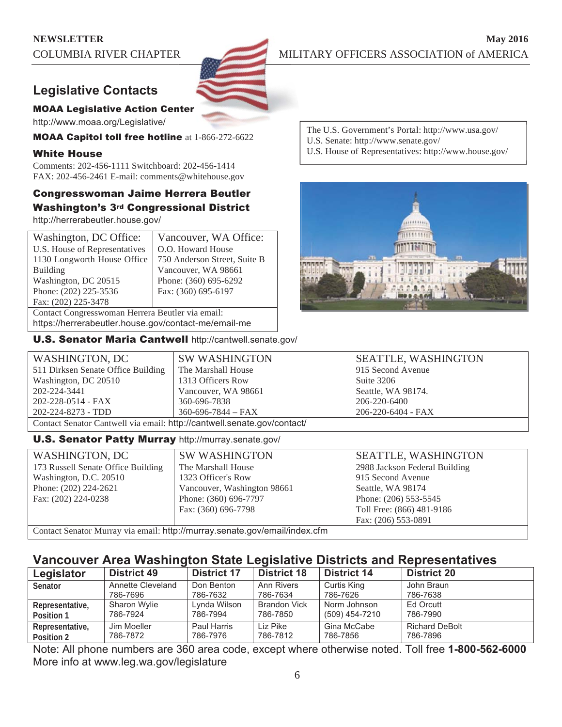## Legislative Contacts

**MOAA Legislative Action Center**

http://www.moaa.org/Legislative/

**MOAA Capitol toll free hotline** at 1-866-272-6622

**White House**

Comments: 202-456-1111 Switchboard: 202-456-1414
FAX: 202-456-2461 E-mail: comments@whitehouse.gov

The U.S. Government's Portal: http://www.usa.gov/
U.S. Senate: http://www.senate.gov/
U.S. House of Representatives: http://www.house.gov/

### Congresswoman Jaime Herrera Beutler
### Washington's 3rd Congressional District

http://herrerabeutler.house.gov/

| Washington, DC Office: | Vancouver, WA Office: |
|---|---|
| U.S. House of Representatives | O.O. Howard House |
| 1130 Longworth House Office Building | 750 Anderson Street, Suite B |
| Washington, DC 20515 | Vancouver, WA 98661 |
| Phone: (202) 225-3536 | Phone: (360) 695-6292 |
| Fax: (202) 225-3478 | Fax: (360) 695-6197 |

Contact Congresswoman Herrera Beutler via email: https://herrerabeutler.house.gov/contact-me/email-me

### U.S. Senator Maria Cantwell http://cantwell.senate.gov/

| WASHINGTON, DC | SW WASHINGTON | SEATTLE, WASHINGTON |
|---|---|---|
| 511 Dirksen Senate Office Building | The Marshall House | 915 Second Avenue |
| Washington, DC 20510 | 1313 Officers Row | Suite 3206 |
| 202-224-3441 | Vancouver, WA 98661 | Seattle, WA 98174. |
| 202-228-0514 - FAX | 360-696-7838 | 206-220-6400 |
| 202-224-8273 - TDD | 360-696-7844 – FAX | 206-220-6404 - FAX |

Contact Senator Cantwell via email: http://cantwell.senate.gov/contact/

### U.S. Senator Patty Murray http://murray.senate.gov/

| WASHINGTON, DC | SW WASHINGTON | SEATTLE, WASHINGTON |
|---|---|---|
| 173 Russell Senate Office Building | The Marshall House | 2988 Jackson Federal Building |
| Washington, D.C. 20510 | 1323 Officer's Row | 915 Second Avenue |
| Phone: (202) 224-2621 | Vancouver, Washington 98661 | Seattle, WA 98174 |
| Fax: (202) 224-0238 | Phone: (360) 696-7797 | Phone: (206) 553-5545 |
| | Fax: (360) 696-7798 | Toll Free: (866) 481-9186 |
| | | Fax: (206) 553-0891 |

Contact Senator Murray via email: http://murray.senate.gov/email/index.cfm

## Vancouver Area Washington State Legislative Districts and Representatives

| Legislator | District 49 | District 17 | District 18 | District 14 | District 20 |
|---|---|---|---|---|---|
| **Senator** | Annette Cleveland 786-7696 | Don Benton 786-7632 | Ann Rivers 786-7634 | Curtis King 786-7626 | John Braun 786-7638 |
| **Representative, Position 1** | Sharon Wylie 786-7924 | Lynda Wilson 786-7994 | Brandon Vick 786-7850 | Norm Johnson (509) 454-7210 | Ed Orcutt 786-7990 |
| **Representative, Position 2** | Jim Moeller 786-7872 | Paul Harris 786-7976 | Liz Pike 786-7812 | Gina McCabe 786-7856 | Richard DeBolt 786-7896 |

Note: All phone numbers are 360 area code, except where otherwise noted. Toll free **1-800-562-6000**
More info at www.leg.wa.gov/legislature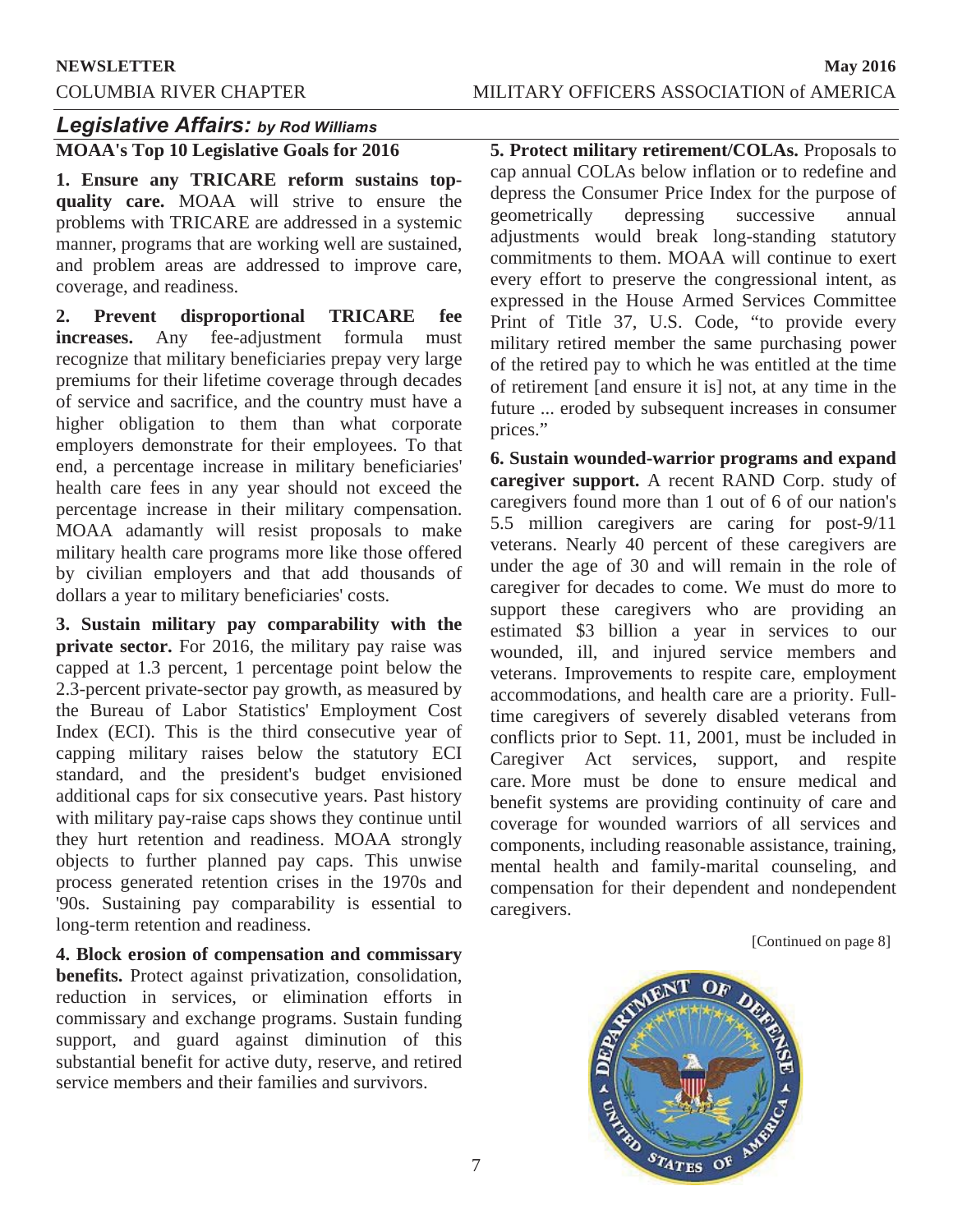## *Legislative Affairs: by Rod Williams*

**MOAA's Top 10 Legislative Goals for 2016**

**1. Ensure any TRICARE reform sustains top-quality care.** MOAA will strive to ensure the problems with TRICARE are addressed in a systemic manner, programs that are working well are sustained, and problem areas are addressed to improve care, coverage, and readiness.

**2. Prevent disproportional TRICARE fee increases.** Any fee-adjustment formula must recognize that military beneficiaries prepay very large premiums for their lifetime coverage through decades of service and sacrifice, and the country must have a higher obligation to them than what corporate employers demonstrate for their employees. To that end, a percentage increase in military beneficiaries' health care fees in any year should not exceed the percentage increase in their military compensation. MOAA adamantly will resist proposals to make military health care programs more like those offered by civilian employers and that add thousands of dollars a year to military beneficiaries' costs.

**3. Sustain military pay comparability with the private sector.** For 2016, the military pay raise was capped at 1.3 percent, 1 percentage point below the 2.3-percent private-sector pay growth, as measured by the Bureau of Labor Statistics' Employment Cost Index (ECI). This is the third consecutive year of capping military raises below the statutory ECI standard, and the president's budget envisioned additional caps for six consecutive years. Past history with military pay-raise caps shows they continue until they hurt retention and readiness. MOAA strongly objects to further planned pay caps. This unwise process generated retention crises in the 1970s and '90s. Sustaining pay comparability is essential to long-term retention and readiness.

**4. Block erosion of compensation and commissary benefits.** Protect against privatization, consolidation, reduction in services, or elimination efforts in commissary and exchange programs. Sustain funding support, and guard against diminution of this substantial benefit for active duty, reserve, and retired service members and their families and survivors.

**5. Protect military retirement/COLAs.** Proposals to cap annual COLAs below inflation or to redefine and depress the Consumer Price Index for the purpose of geometrically depressing successive annual adjustments would break long-standing statutory commitments to them. MOAA will continue to exert every effort to preserve the congressional intent, as expressed in the House Armed Services Committee Print of Title 37, U.S. Code, "to provide every military retired member the same purchasing power of the retired pay to which he was entitled at the time of retirement [and ensure it is] not, at any time in the future ... eroded by subsequent increases in consumer prices."

**6. Sustain wounded-warrior programs and expand caregiver support.** A recent RAND Corp. study of caregivers found more than 1 out of 6 of our nation's 5.5 million caregivers are caring for post-9/11 veterans. Nearly 40 percent of these caregivers are under the age of 30 and will remain in the role of caregiver for decades to come. We must do more to support these caregivers who are providing an estimated $3 billion a year in services to our wounded, ill, and injured service members and veterans. Improvements to respite care, employment accommodations, and health care are a priority. Full-time caregivers of severely disabled veterans from conflicts prior to Sept. 11, 2001, must be included in Caregiver Act services, support, and respite care. More must be done to ensure medical and benefit systems are providing continuity of care and coverage for wounded warriors of all services and components, including reasonable assistance, training, mental health and family-marital counseling, and compensation for their dependent and nondependent caregivers.

[Continued on page 8]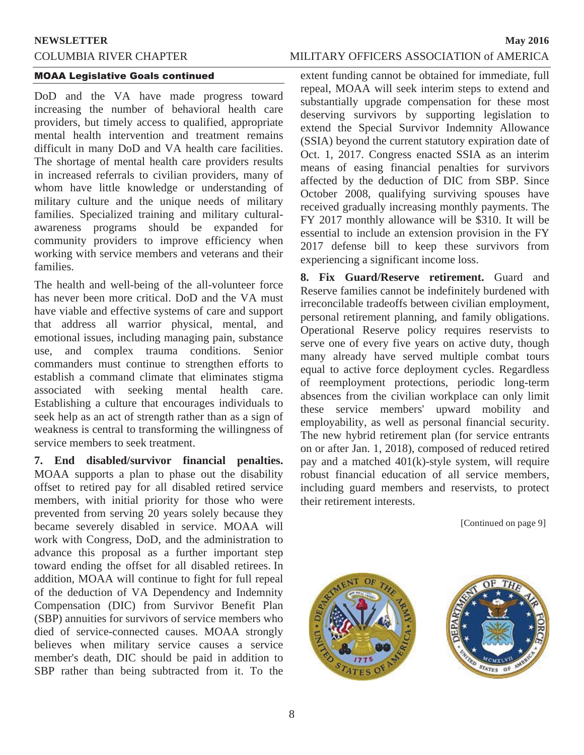## MOAA Legislative Goals continued

DoD and the VA have made progress toward increasing the number of behavioral health care providers, but timely access to qualified, appropriate mental health intervention and treatment remains difficult in many DoD and VA health care facilities. The shortage of mental health care providers results in increased referrals to civilian providers, many of whom have little knowledge or understanding of military culture and the unique needs of military families. Specialized training and military cultural-awareness programs should be expanded for community providers to improve efficiency when working with service members and veterans and their families.

The health and well-being of the all-volunteer force has never been more critical. DoD and the VA must have viable and effective systems of care and support that address all warrior physical, mental, and emotional issues, including managing pain, substance use, and complex trauma conditions. Senior commanders must continue to strengthen efforts to establish a command climate that eliminates stigma associated with seeking mental health care. Establishing a culture that encourages individuals to seek help as an act of strength rather than as a sign of weakness is central to transforming the willingness of service members to seek treatment.

**7. End disabled/survivor financial penalties.** MOAA supports a plan to phase out the disability offset to retired pay for all disabled retired service members, with initial priority for those who were prevented from serving 20 years solely because they became severely disabled in service. MOAA will work with Congress, DoD, and the administration to advance this proposal as a further important step toward ending the offset for all disabled retirees. In addition, MOAA will continue to fight for full repeal of the deduction of VA Dependency and Indemnity Compensation (DIC) from Survivor Benefit Plan (SBP) annuities for survivors of service members who died of service-connected causes. MOAA strongly believes when military service causes a service member's death, DIC should be paid in addition to SBP rather than being subtracted from it. To the extent funding cannot be obtained for immediate, full repeal, MOAA will seek interim steps to extend and substantially upgrade compensation for these most deserving survivors by supporting legislation to extend the Special Survivor Indemnity Allowance (SSIA) beyond the current statutory expiration date of Oct. 1, 2017. Congress enacted SSIA as an interim means of easing financial penalties for survivors affected by the deduction of DIC from SBP. Since October 2008, qualifying surviving spouses have received gradually increasing monthly payments. The FY 2017 monthly allowance will be $310. It will be essential to include an extension provision in the FY 2017 defense bill to keep these survivors from experiencing a significant income loss.

**8. Fix Guard/Reserve retirement.** Guard and Reserve families cannot be indefinitely burdened with irreconcilable tradeoffs between civilian employment, personal retirement planning, and family obligations. Operational Reserve policy requires reservists to serve one of every five years on active duty, though many already have served multiple combat tours equal to active force deployment cycles. Regardless of reemployment protections, periodic long-term absences from the civilian workplace can only limit these service members' upward mobility and employability, as well as personal financial security. The new hybrid retirement plan (for service entrants on or after Jan. 1, 2018), composed of reduced retired pay and a matched 401(k)-style system, will require robust financial education of all service members, including guard members and reservists, to protect their retirement interests.

[Continued on page 9]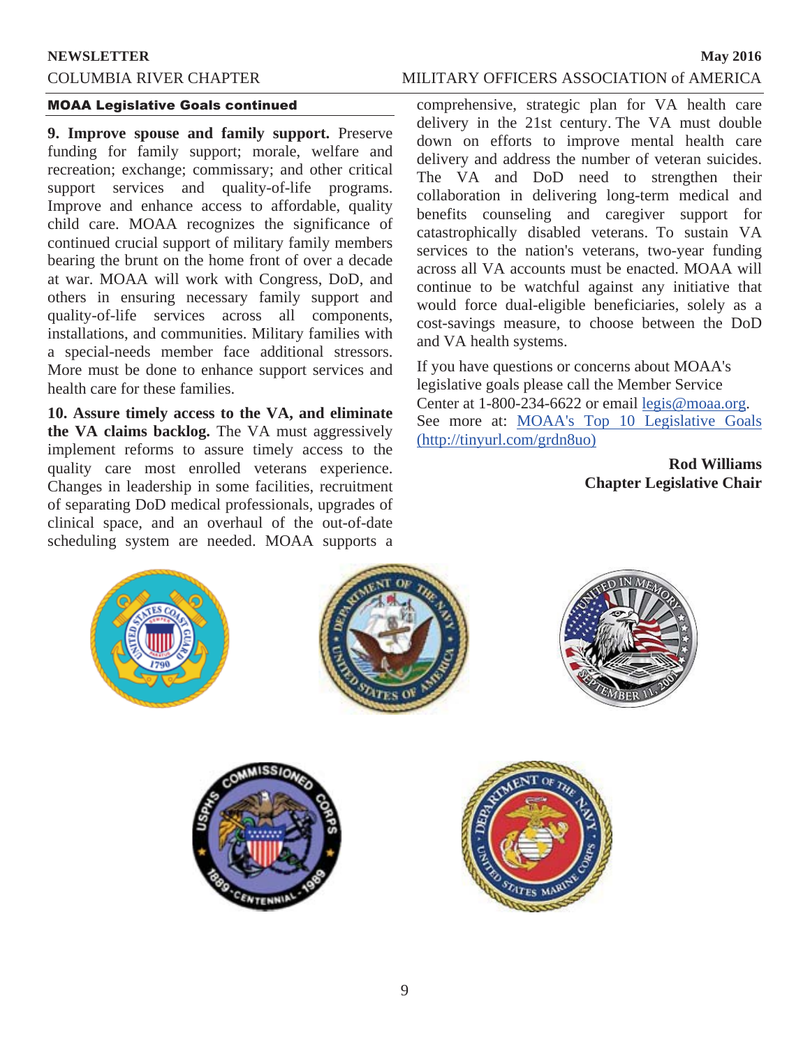### MOAA Legislative Goals continued

**9. Improve spouse and family support.** Preserve funding for family support; morale, welfare and recreation; exchange; commissary; and other critical support services and quality-of-life programs. Improve and enhance access to affordable, quality child care. MOAA recognizes the significance of continued crucial support of military family members bearing the brunt on the home front of over a decade at war. MOAA will work with Congress, DoD, and others in ensuring necessary family support and quality-of-life services across all components, installations, and communities. Military families with a special-needs member face additional stressors. More must be done to enhance support services and health care for these families.

**10. Assure timely access to the VA, and eliminate the VA claims backlog.** The VA must aggressively implement reforms to assure timely access to the quality care most enrolled veterans experience. Changes in leadership in some facilities, recruitment of separating DoD medical professionals, upgrades of clinical space, and an overhaul of the out-of-date scheduling system are needed. MOAA supports a comprehensive, strategic plan for VA health care delivery in the 21st century. The VA must double down on efforts to improve mental health care delivery and address the number of veteran suicides. The VA and DoD need to strengthen their collaboration in delivering long-term medical and benefits counseling and caregiver support for catastrophically disabled veterans. To sustain VA services to the nation's veterans, two-year funding across all VA accounts must be enacted. MOAA will continue to be watchful against any initiative that would force dual-eligible beneficiaries, solely as a cost-savings measure, to choose between the DoD and VA health systems.

If you have questions or concerns about MOAA's legislative goals please call the Member Service Center at 1-800-234-6622 or email legis@moaa.org. See more at: MOAA's Top 10 Legislative Goals (http://tinyurl.com/grdn8uo)

**Rod Williams**
**Chapter Legislative Chair**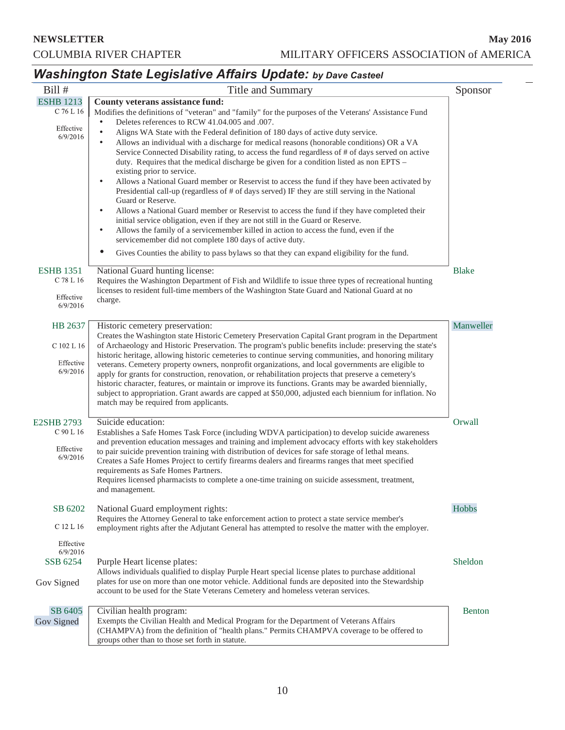## Washington State Legislative Affairs Update: *by Dave Casteel*

| Bill # | Title and Summary | Sponsor |
|---|---|---|
| ESHB 1213<br>C 76 L 16<br>Effective 6/9/2016 | **County veterans assistance fund:**<br>Modifies the definitions of "veteran" and "family" for the purposes of the Veterans' Assistance Fund<br>• Deletes references to RCW 41.04.005 and .007.<br>• Aligns WA State with the Federal definition of 180 days of active duty service.<br>• Allows an individual with a discharge for medical reasons (honorable conditions) OR a VA Service Connected Disability rating, to access the fund regardless of # of days served on active duty. Requires that the medical discharge be given for a condition listed as non EPTS – existing prior to service.<br>• Allows a National Guard member or Reservist to access the fund if they have been activated by Presidential call-up (regardless of # of days served) IF they are still serving in the National Guard or Reserve.<br>• Allows a National Guard member or Reservist to access the fund if they have completed their initial service obligation, even if they are not still in the Guard or Reserve.<br>• Allows the family of a servicemember killed in action to access the fund, even if the servicemember did not complete 180 days of active duty.<br>• Gives Counties the ability to pass bylaws so that they can expand eligibility for the fund. | |
| ESHB 1351<br>C 78 L 16<br>Effective 6/9/2016 | National Guard hunting license:<br>Requires the Washington Department of Fish and Wildlife to issue three types of recreational hunting licenses to resident full-time members of the Washington State Guard and National Guard at no charge. | Blake |
| HB 2637<br>C 102 L 16<br>Effective 6/9/2016 | Historic cemetery preservation:<br>Creates the Washington state Historic Cemetery Preservation Capital Grant program in the Department of Archaeology and Historic Preservation. The program's public benefits include: preserving the state's historic heritage, allowing historic cemeteries to continue serving communities, and honoring military veterans. Cemetery property owners, nonprofit organizations, and local governments are eligible to apply for grants for construction, renovation, or rehabilitation projects that preserve a cemetery's historic character, features, or maintain or improve its functions. Grants may be awarded biennially, subject to appropriation. Grant awards are capped at $50,000, adjusted each biennium for inflation. No match may be required from applicants. | Manweller |
| E2SHB 2793<br>C 90 L 16<br>Effective 6/9/2016 | Suicide education:<br>Establishes a Safe Homes Task Force (including WDVA participation) to develop suicide awareness and prevention education messages and training and implement advocacy efforts with key stakeholders to pair suicide prevention training with distribution of devices for safe storage of lethal means.<br>Creates a Safe Homes Project to certify firearms dealers and firearms ranges that meet specified requirements as Safe Homes Partners.<br>Requires licensed pharmacists to complete a one-time training on suicide assessment, treatment, and management. | Orwall |
| SB 6202<br>C 12 L 16<br>Effective 6/9/2016 | National Guard employment rights:<br>Requires the Attorney General to take enforcement action to protect a state service member's employment rights after the Adjutant General has attempted to resolve the matter with the employer. | Hobbs |
| SSB 6254<br>Gov Signed | Purple Heart license plates:<br>Allows individuals qualified to display Purple Heart special license plates to purchase additional plates for use on more than one motor vehicle. Additional funds are deposited into the Stewardship account to be used for the State Veterans Cemetery and homeless veteran services. | Sheldon |
| SB 6405<br>Gov Signed | Civilian health program:<br>Exempts the Civilian Health and Medical Program for the Department of Veterans Affairs (CHAMPVA) from the definition of "health plans." Permits CHAMPVA coverage to be offered to groups other than to those set forth in statute. | Benton |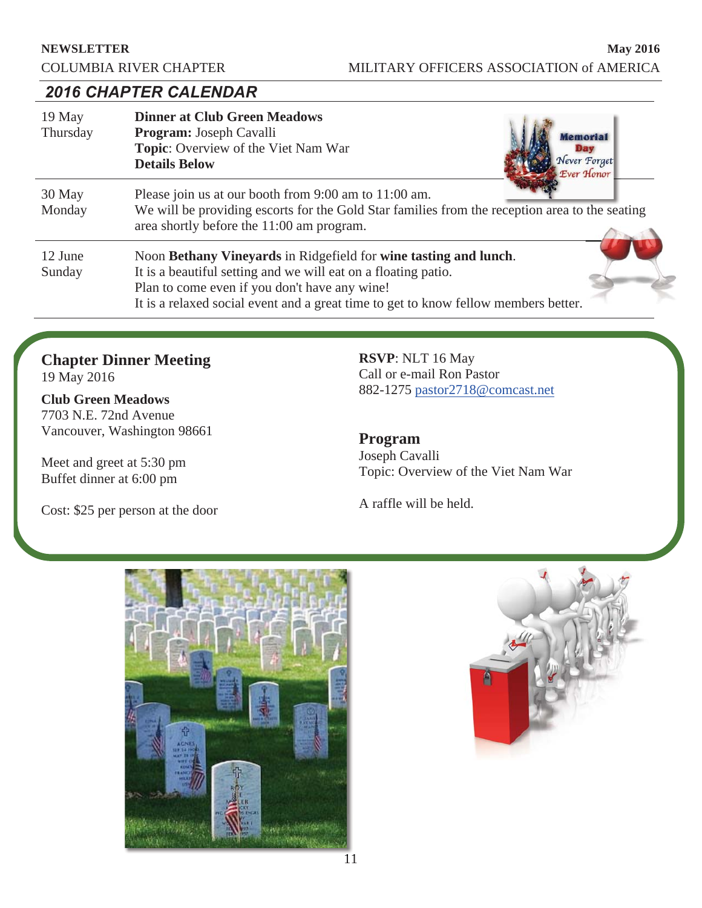## 2016 CHAPTER CALENDAR

| | |
|---|---|
| 19 May<br>Thursday | **Dinner at Club Green Meadows**<br>**Program:** Joseph Cavalli<br>**Topic**: Overview of the Viet Nam War<br>**Details Below** |
| 30 May<br>Monday | Please join us at our booth from 9:00 am to 11:00 am.<br>We will be providing escorts for the Gold Star families from the reception area to the seating area shortly before the 11:00 am program. |
| 12 June<br>Sunday | Noon **Bethany Vineyards** in Ridgefield for **wine tasting and lunch**.<br>It is a beautiful setting and we will eat on a floating patio.<br>Plan to come even if you don't have any wine!<br>It is a relaxed social event and a great time to get to know fellow members better. |

## Chapter Dinner Meeting

19 May 2016

**Club Green Meadows**
7703 N.E. 72nd Avenue
Vancouver, Washington 98661

Meet and greet at 5:30 pm
Buffet dinner at 6:00 pm

Cost: $25 per person at the door

**RSVP**: NLT 16 May
Call or e-mail Ron Pastor
882-1275 pastor2718@comcast.net

## Program

Joseph Cavalli
Topic: Overview of the Viet Nam War

A raffle will be held.